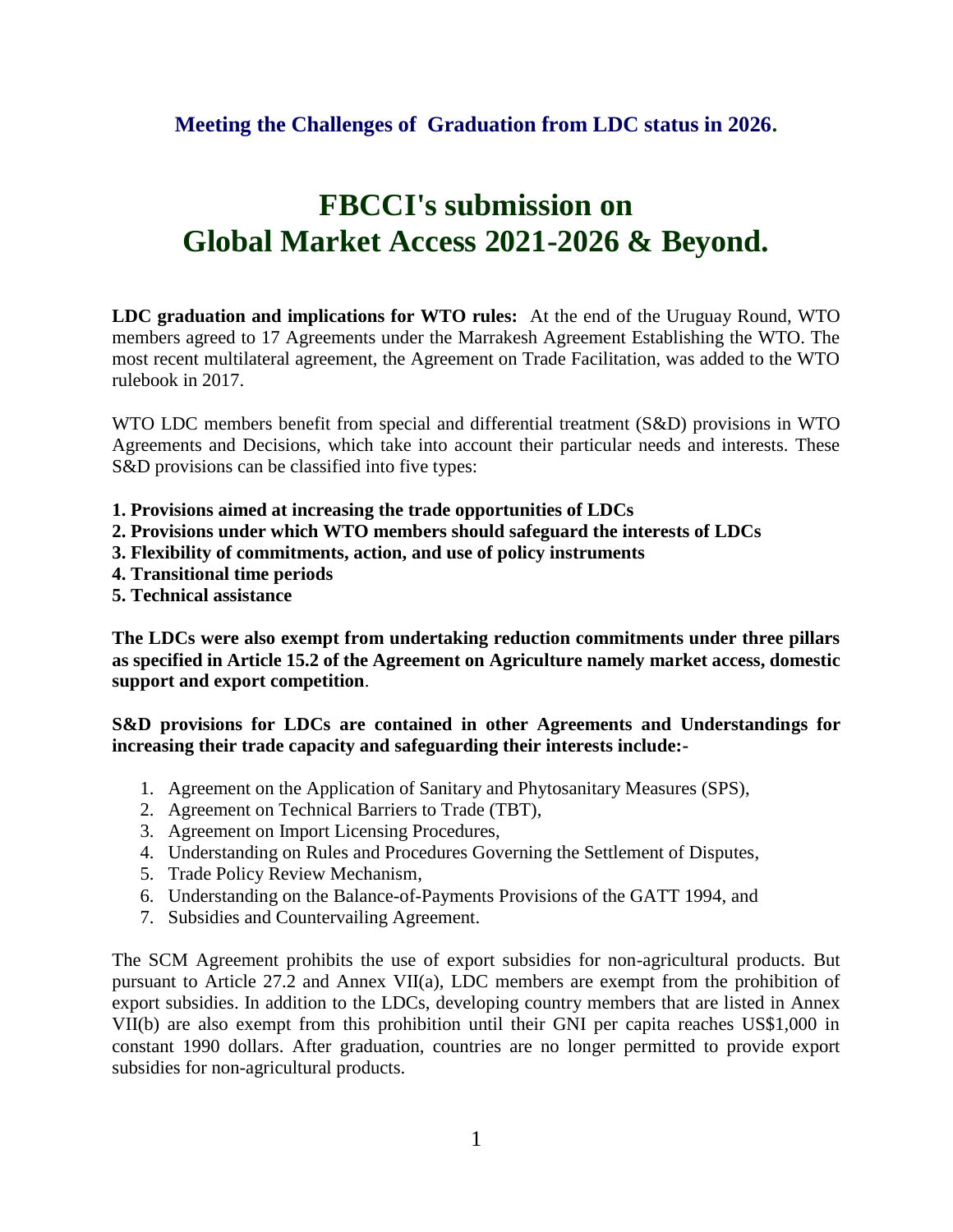### Meeting the Challenges of Graduation from LDC status in 2026.

# FBCCI's submission on Global Market Access 2021-2026 & Beyond.

**LDC graduation and implications for WTO rules:** At the end of the Uruguay Round, WTO members agreed to 17 Agreements under the Marrakesh Agreement Establishing the WTO. The most recent multilateral agreement, the Agreement on Trade Facilitation, was added to the WTO rulebook in 2017.

WTO LDC members benefit from special and differential treatment (S&D) provisions in WTO Agreements and Decisions, which take into account their particular needs and interests. These S&D provisions can be classified into five types:

**1. Provisions aimed at increasing the trade opportunities of LDCs**
**2. Provisions under which WTO members should safeguard the interests of LDCs**
**3. Flexibility of commitments, action, and use of policy instruments**
**4. Transitional time periods**
**5. Technical assistance**

**The LDCs were also exempt from undertaking reduction commitments under three pillars as specified in Article 15.2 of the Agreement on Agriculture namely market access, domestic support and export competition**.

**S&D provisions for LDCs are contained in other Agreements and Understandings for increasing their trade capacity and safeguarding their interests include:-**

1. Agreement on the Application of Sanitary and Phytosanitary Measures (SPS),
2. Agreement on Technical Barriers to Trade (TBT),
3. Agreement on Import Licensing Procedures,
4. Understanding on Rules and Procedures Governing the Settlement of Disputes,
5. Trade Policy Review Mechanism,
6. Understanding on the Balance-of-Payments Provisions of the GATT 1994, and
7. Subsidies and Countervailing Agreement.

The SCM Agreement prohibits the use of export subsidies for non-agricultural products. But pursuant to Article 27.2 and Annex VII(a), LDC members are exempt from the prohibition of export subsidies. In addition to the LDCs, developing country members that are listed in Annex VII(b) are also exempt from this prohibition until their GNI per capita reaches US$1,000 in constant 1990 dollars. After graduation, countries are no longer permitted to provide export subsidies for non-agricultural products.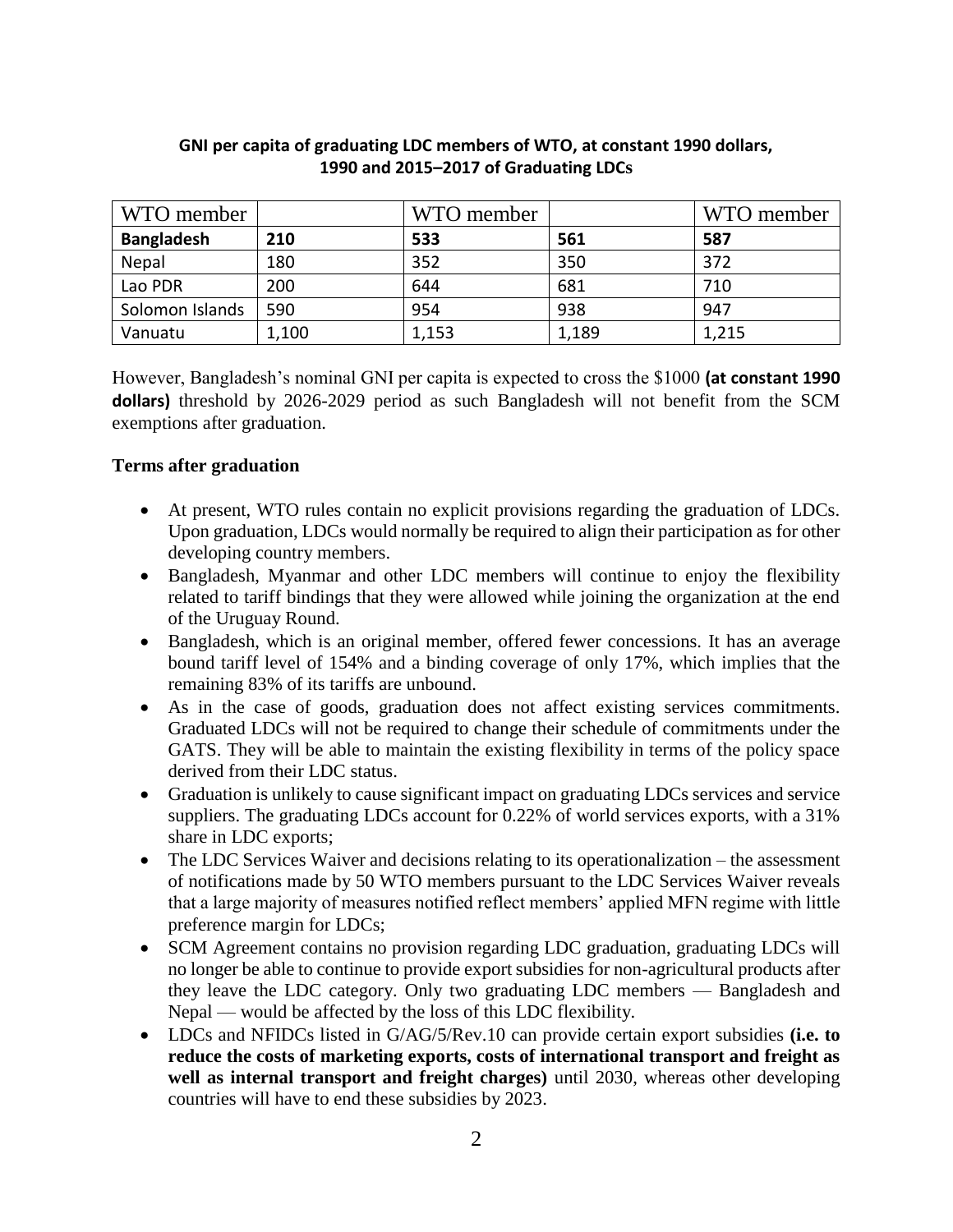**GNI per capita of graduating LDC members of WTO, at constant 1990 dollars, 1990 and 2015–2017 of Graduating LDCs**

| WTO member | | WTO member | | WTO member |
|---|---|---|---|---|
| **Bangladesh** | **210** | **533** | **561** | **587** |
| Nepal | 180 | 352 | 350 | 372 |
| Lao PDR | 200 | 644 | 681 | 710 |
| Solomon Islands | 590 | 954 | 938 | 947 |
| Vanuatu | 1,100 | 1,153 | 1,189 | 1,215 |

However, Bangladesh's nominal GNI per capita is expected to cross the $1000 **(at constant 1990 dollars)** threshold by 2026-2029 period as such Bangladesh will not benefit from the SCM exemptions after graduation.

**Terms after graduation**

- At present, WTO rules contain no explicit provisions regarding the graduation of LDCs. Upon graduation, LDCs would normally be required to align their participation as for other developing country members.
- Bangladesh, Myanmar and other LDC members will continue to enjoy the flexibility related to tariff bindings that they were allowed while joining the organization at the end of the Uruguay Round.
- Bangladesh, which is an original member, offered fewer concessions. It has an average bound tariff level of 154% and a binding coverage of only 17%, which implies that the remaining 83% of its tariffs are unbound.
- As in the case of goods, graduation does not affect existing services commitments. Graduated LDCs will not be required to change their schedule of commitments under the GATS. They will be able to maintain the existing flexibility in terms of the policy space derived from their LDC status.
- Graduation is unlikely to cause significant impact on graduating LDCs services and service suppliers. The graduating LDCs account for 0.22% of world services exports, with a 31% share in LDC exports;
- The LDC Services Waiver and decisions relating to its operationalization – the assessment of notifications made by 50 WTO members pursuant to the LDC Services Waiver reveals that a large majority of measures notified reflect members' applied MFN regime with little preference margin for LDCs;
- SCM Agreement contains no provision regarding LDC graduation, graduating LDCs will no longer be able to continue to provide export subsidies for non-agricultural products after they leave the LDC category. Only two graduating LDC members — Bangladesh and Nepal — would be affected by the loss of this LDC flexibility.
- LDCs and NFIDCs listed in G/AG/5/Rev.10 can provide certain export subsidies **(i.e. to reduce the costs of marketing exports, costs of international transport and freight as well as internal transport and freight charges)** until 2030, whereas other developing countries will have to end these subsidies by 2023.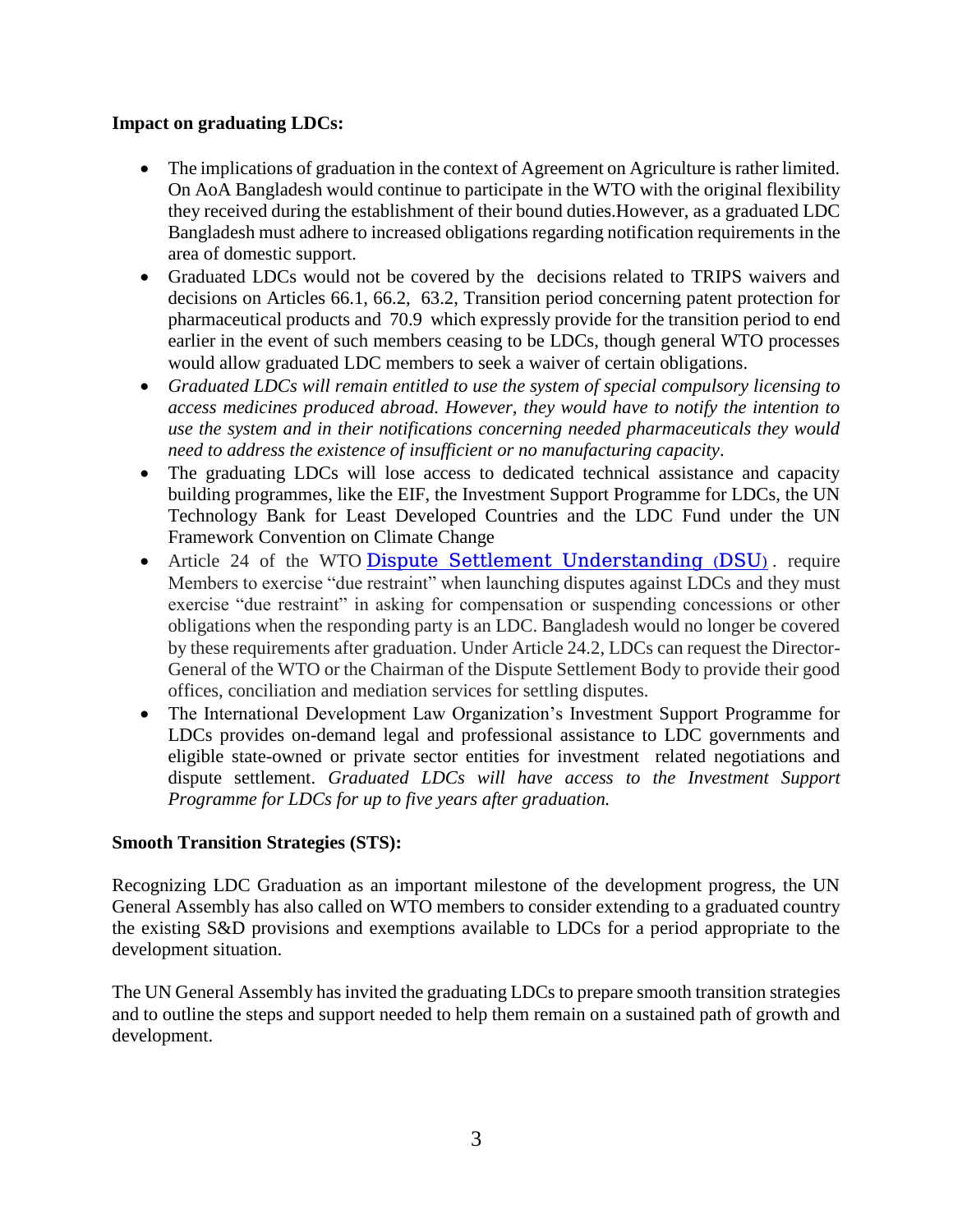**Impact on graduating LDCs:**

- The implications of graduation in the context of Agreement on Agriculture is rather limited. On AoA Bangladesh would continue to participate in the WTO with the original flexibility they received during the establishment of their bound duties.However, as a graduated LDC Bangladesh must adhere to increased obligations regarding notification requirements in the area of domestic support.
- Graduated LDCs would not be covered by the decisions related to TRIPS waivers and decisions on Articles 66.1, 66.2, 63.2, Transition period concerning patent protection for pharmaceutical products and 70.9 which expressly provide for the transition period to end earlier in the event of such members ceasing to be LDCs, though general WTO processes would allow graduated LDC members to seek a waiver of certain obligations.
- *Graduated LDCs will remain entitled to use the system of special compulsory licensing to access medicines produced abroad. However, they would have to notify the intention to use the system and in their notifications concerning needed pharmaceuticals they would need to address the existence of insufficient or no manufacturing capacity*.
- The graduating LDCs will lose access to dedicated technical assistance and capacity building programmes, like the EIF, the Investment Support Programme for LDCs, the UN Technology Bank for Least Developed Countries and the LDC Fund under the UN Framework Convention on Climate Change
- Article 24 of the WTO Dispute Settlement Understanding (DSU). require Members to exercise "due restraint" when launching disputes against LDCs and they must exercise "due restraint" in asking for compensation or suspending concessions or other obligations when the responding party is an LDC. Bangladesh would no longer be covered by these requirements after graduation. Under Article 24.2, LDCs can request the Director-General of the WTO or the Chairman of the Dispute Settlement Body to provide their good offices, conciliation and mediation services for settling disputes.
- The International Development Law Organization's Investment Support Programme for LDCs provides on-demand legal and professional assistance to LDC governments and eligible state-owned or private sector entities for investment related negotiations and dispute settlement. *Graduated LDCs will have access to the Investment Support Programme for LDCs for up to five years after graduation.*

**Smooth Transition Strategies (STS):**

Recognizing LDC Graduation as an important milestone of the development progress, the UN General Assembly has also called on WTO members to consider extending to a graduated country the existing S&D provisions and exemptions available to LDCs for a period appropriate to the development situation.

The UN General Assembly has invited the graduating LDCs to prepare smooth transition strategies and to outline the steps and support needed to help them remain on a sustained path of growth and development.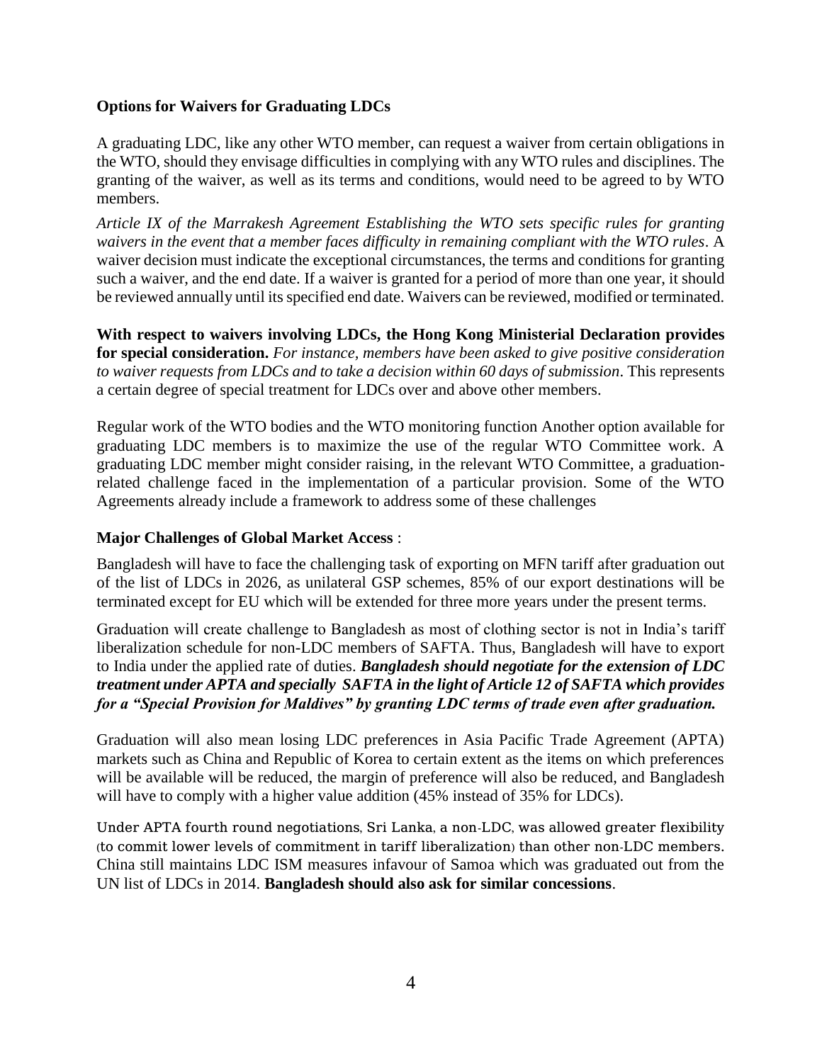**Options for Waivers for Graduating LDCs**

A graduating LDC, like any other WTO member, can request a waiver from certain obligations in the WTO, should they envisage difficulties in complying with any WTO rules and disciplines. The granting of the waiver, as well as its terms and conditions, would need to be agreed to by WTO members.

*Article IX of the Marrakesh Agreement Establishing the WTO sets specific rules for granting waivers in the event that a member faces difficulty in remaining compliant with the WTO rules*. A waiver decision must indicate the exceptional circumstances, the terms and conditions for granting such a waiver, and the end date. If a waiver is granted for a period of more than one year, it should be reviewed annually until its specified end date. Waivers can be reviewed, modified or terminated.

**With respect to waivers involving LDCs, the Hong Kong Ministerial Declaration provides for special consideration.** *For instance, members have been asked to give positive consideration to waiver requests from LDCs and to take a decision within 60 days of submission*. This represents a certain degree of special treatment for LDCs over and above other members.

Regular work of the WTO bodies and the WTO monitoring function Another option available for graduating LDC members is to maximize the use of the regular WTO Committee work. A graduating LDC member might consider raising, in the relevant WTO Committee, a graduation-related challenge faced in the implementation of a particular provision. Some of the WTO Agreements already include a framework to address some of these challenges

**Major Challenges of Global Market Access** :

Bangladesh will have to face the challenging task of exporting on MFN tariff after graduation out of the list of LDCs in 2026, as unilateral GSP schemes, 85% of our export destinations will be terminated except for EU which will be extended for three more years under the present terms.

Graduation will create challenge to Bangladesh as most of clothing sector is not in India's tariff liberalization schedule for non-LDC members of SAFTA. Thus, Bangladesh will have to export to India under the applied rate of duties. ***Bangladesh should negotiate for the extension of LDC treatment under APTA and specially SAFTA in the light of Article 12 of SAFTA which provides for a "Special Provision for Maldives" by granting LDC terms of trade even after graduation.***

Graduation will also mean losing LDC preferences in Asia Pacific Trade Agreement (APTA) markets such as China and Republic of Korea to certain extent as the items on which preferences will be available will be reduced, the margin of preference will also be reduced, and Bangladesh will have to comply with a higher value addition (45% instead of 35% for LDCs).

Under APTA fourth round negotiations, Sri Lanka, a non-LDC, was allowed greater flexibility (to commit lower levels of commitment in tariff liberalization) than other non-LDC members. China still maintains LDC ISM measures infavour of Samoa which was graduated out from the UN list of LDCs in 2014. **Bangladesh should also ask for similar concessions**.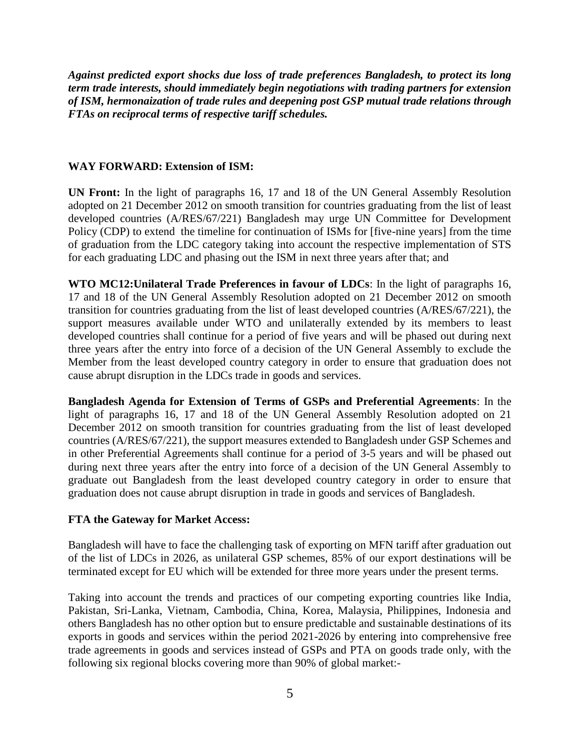***Against predicted export shocks due loss of trade preferences Bangladesh, to protect its long term trade interests, should immediately begin negotiations with trading partners for extension of ISM, hermonaization of trade rules and deepening post GSP mutual trade relations through FTAs on reciprocal terms of respective tariff schedules.***

**WAY FORWARD: Extension of ISM:**

**UN Front:** In the light of paragraphs 16, 17 and 18 of the UN General Assembly Resolution adopted on 21 December 2012 on smooth transition for countries graduating from the list of least developed countries (A/RES/67/221) Bangladesh may urge UN Committee for Development Policy (CDP) to extend the timeline for continuation of ISMs for [five-nine years] from the time of graduation from the LDC category taking into account the respective implementation of STS for each graduating LDC and phasing out the ISM in next three years after that; and

**WTO MC12:Unilateral Trade Preferences in favour of LDCs**: In the light of paragraphs 16, 17 and 18 of the UN General Assembly Resolution adopted on 21 December 2012 on smooth transition for countries graduating from the list of least developed countries (A/RES/67/221), the support measures available under WTO and unilaterally extended by its members to least developed countries shall continue for a period of five years and will be phased out during next three years after the entry into force of a decision of the UN General Assembly to exclude the Member from the least developed country category in order to ensure that graduation does not cause abrupt disruption in the LDCs trade in goods and services.

**Bangladesh Agenda for Extension of Terms of GSPs and Preferential Agreements**: In the light of paragraphs 16, 17 and 18 of the UN General Assembly Resolution adopted on 21 December 2012 on smooth transition for countries graduating from the list of least developed countries (A/RES/67/221), the support measures extended to Bangladesh under GSP Schemes and in other Preferential Agreements shall continue for a period of 3-5 years and will be phased out during next three years after the entry into force of a decision of the UN General Assembly to graduate out Bangladesh from the least developed country category in order to ensure that graduation does not cause abrupt disruption in trade in goods and services of Bangladesh.

**FTA the Gateway for Market Access:**

Bangladesh will have to face the challenging task of exporting on MFN tariff after graduation out of the list of LDCs in 2026, as unilateral GSP schemes, 85% of our export destinations will be terminated except for EU which will be extended for three more years under the present terms.

Taking into account the trends and practices of our competing exporting countries like India, Pakistan, Sri-Lanka, Vietnam, Cambodia, China, Korea, Malaysia, Philippines, Indonesia and others Bangladesh has no other option but to ensure predictable and sustainable destinations of its exports in goods and services within the period 2021-2026 by entering into comprehensive free trade agreements in goods and services instead of GSPs and PTA on goods trade only, with the following six regional blocks covering more than 90% of global market:-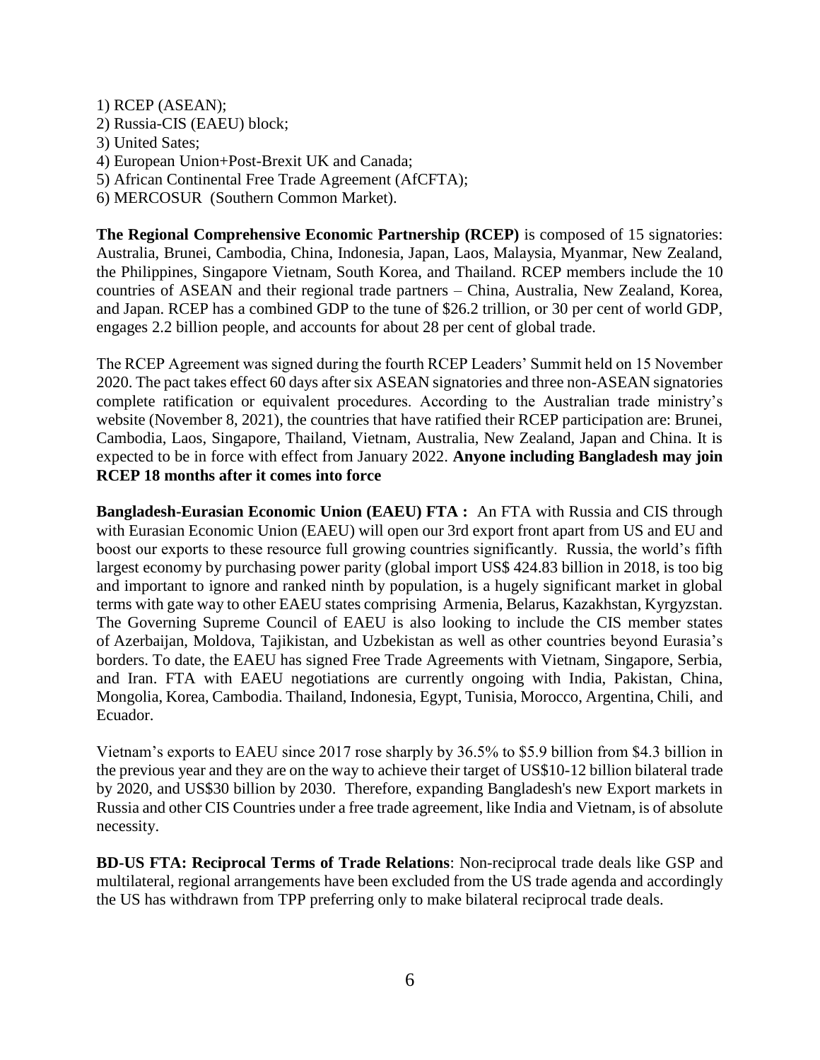1) RCEP (ASEAN);
2) Russia-CIS (EAEU) block;
3) United Sates;
4) European Union+Post-Brexit UK and Canada;
5) African Continental Free Trade Agreement (AfCFTA);
6) MERCOSUR (Southern Common Market).

**The Regional Comprehensive Economic Partnership (RCEP)** is composed of 15 signatories: Australia, Brunei, Cambodia, China, Indonesia, Japan, Laos, Malaysia, Myanmar, New Zealand, the Philippines, Singapore Vietnam, South Korea, and Thailand. RCEP members include the 10 countries of ASEAN and their regional trade partners – China, Australia, New Zealand, Korea, and Japan. RCEP has a combined GDP to the tune of $26.2 trillion, or 30 per cent of world GDP, engages 2.2 billion people, and accounts for about 28 per cent of global trade.

The RCEP Agreement was signed during the fourth RCEP Leaders' Summit held on 15 November 2020. The pact takes effect 60 days after six ASEAN signatories and three non-ASEAN signatories complete ratification or equivalent procedures. According to the Australian trade ministry's website (November 8, 2021), the countries that have ratified their RCEP participation are: Brunei, Cambodia, Laos, Singapore, Thailand, Vietnam, Australia, New Zealand, Japan and China. It is expected to be in force with effect from January 2022. **Anyone including Bangladesh may join RCEP 18 months after it comes into force**

**Bangladesh-Eurasian Economic Union (EAEU) FTA :** An FTA with Russia and CIS through with Eurasian Economic Union (EAEU) will open our 3rd export front apart from US and EU and boost our exports to these resource full growing countries significantly. Russia, the world's fifth largest economy by purchasing power parity (global import US$ 424.83 billion in 2018, is too big and important to ignore and ranked ninth by population, is a hugely significant market in global terms with gate way to other EAEU states comprising Armenia, Belarus, Kazakhstan, Kyrgyzstan. The Governing Supreme Council of EAEU is also looking to include the CIS member states of Azerbaijan, Moldova, Tajikistan, and Uzbekistan as well as other countries beyond Eurasia's borders. To date, the EAEU has signed Free Trade Agreements with Vietnam, Singapore, Serbia, and Iran. FTA with EAEU negotiations are currently ongoing with India, Pakistan, China, Mongolia, Korea, Cambodia. Thailand, Indonesia, Egypt, Tunisia, Morocco, Argentina, Chili, and Ecuador.

Vietnam's exports to EAEU since 2017 rose sharply by 36.5% to $5.9 billion from $4.3 billion in the previous year and they are on the way to achieve their target of US$10-12 billion bilateral trade by 2020, and US$30 billion by 2030. Therefore, expanding Bangladesh's new Export markets in Russia and other CIS Countries under a free trade agreement, like India and Vietnam, is of absolute necessity.

**BD-US FTA: Reciprocal Terms of Trade Relations**: Non-reciprocal trade deals like GSP and multilateral, regional arrangements have been excluded from the US trade agenda and accordingly the US has withdrawn from TPP preferring only to make bilateral reciprocal trade deals.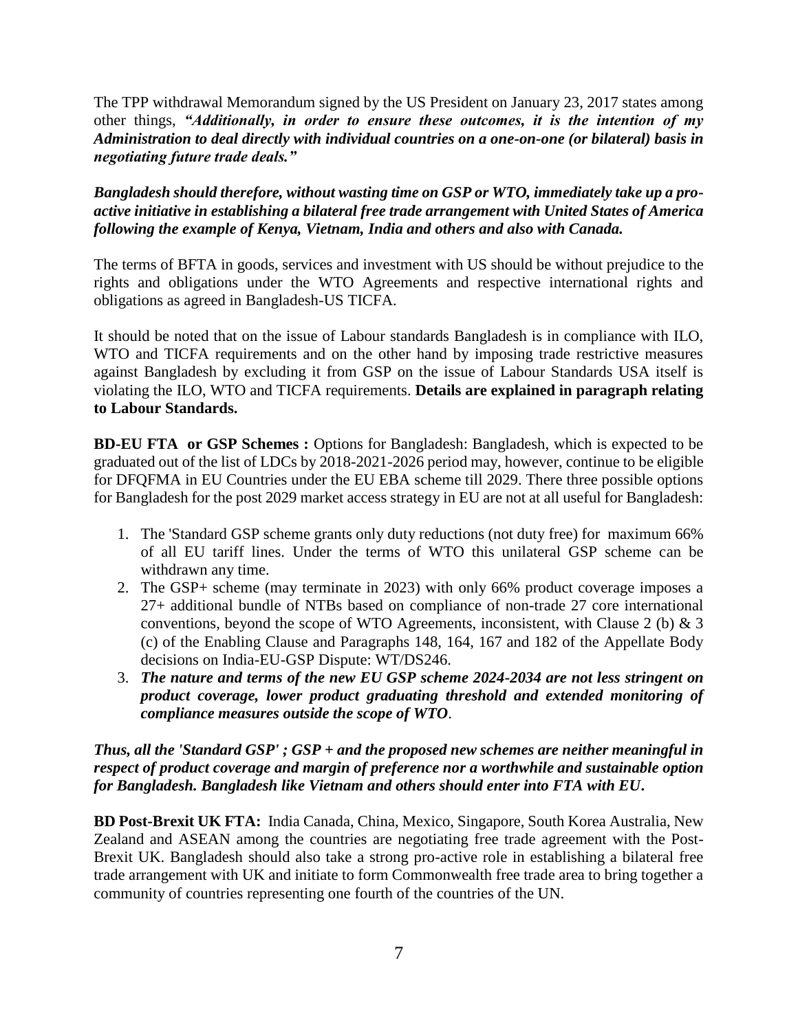The TPP withdrawal Memorandum signed by the US President on January 23, 2017 states among other things, ***"Additionally, in order to ensure these outcomes, it is the intention of my Administration to deal directly with individual countries on a one-on-one (or bilateral) basis in negotiating future trade deals."***

***Bangladesh should therefore, without wasting time on GSP or WTO, immediately take up a pro-active initiative in establishing a bilateral free trade arrangement with United States of America following the example of Kenya, Vietnam, India and others and also with Canada.***

The terms of BFTA in goods, services and investment with US should be without prejudice to the rights and obligations under the WTO Agreements and respective international rights and obligations as agreed in Bangladesh-US TICFA.

It should be noted that on the issue of Labour standards Bangladesh is in compliance with ILO, WTO and TICFA requirements and on the other hand by imposing trade restrictive measures against Bangladesh by excluding it from GSP on the issue of Labour Standards USA itself is violating the ILO, WTO and TICFA requirements. **Details are explained in paragraph relating to Labour Standards.**

**BD-EU FTA or GSP Schemes :** Options for Bangladesh: Bangladesh, which is expected to be graduated out of the list of LDCs by 2018-2021-2026 period may, however, continue to be eligible for DFQFMA in EU Countries under the EU EBA scheme till 2029. There three possible options for Bangladesh for the post 2029 market access strategy in EU are not at all useful for Bangladesh:

1. The 'Standard GSP scheme grants only duty reductions (not duty free) for maximum 66% of all EU tariff lines. Under the terms of WTO this unilateral GSP scheme can be withdrawn any time.
2. The GSP+ scheme (may terminate in 2023) with only 66% product coverage imposes a 27+ additional bundle of NTBs based on compliance of non-trade 27 core international conventions, beyond the scope of WTO Agreements, inconsistent, with Clause 2 (b) & 3 (c) of the Enabling Clause and Paragraphs 148, 164, 167 and 182 of the Appellate Body decisions on India-EU-GSP Dispute: WT/DS246.
3. ***The nature and terms of the new EU GSP scheme 2024-2034 are not less stringent on product coverage, lower product graduating threshold and extended monitoring of compliance measures outside the scope of WTO***.

***Thus, all the 'Standard GSP' ; GSP + and the proposed new schemes are neither meaningful in respect of product coverage and margin of preference nor a worthwhile and sustainable option for Bangladesh. Bangladesh like Vietnam and others should enter into FTA with EU.***

**BD Post-Brexit UK FTA:** India Canada, China, Mexico, Singapore, South Korea Australia, New Zealand and ASEAN among the countries are negotiating free trade agreement with the Post-Brexit UK. Bangladesh should also take a strong pro-active role in establishing a bilateral free trade arrangement with UK and initiate to form Commonwealth free trade area to bring together a community of countries representing one fourth of the countries of the UN.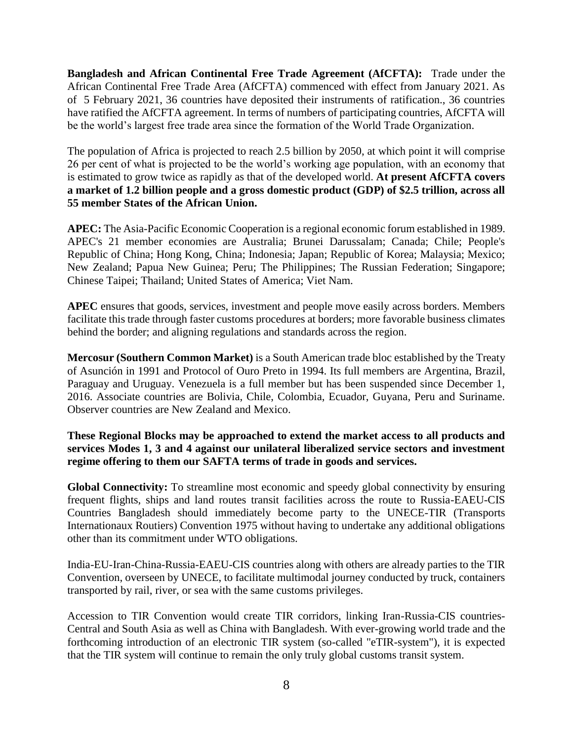**Bangladesh and African Continental Free Trade Agreement (AfCFTA):** Trade under the African Continental Free Trade Area (AfCFTA) commenced with effect from January 2021. As of 5 February 2021, 36 countries have deposited their instruments of ratification., 36 countries have ratified the AfCFTA agreement. In terms of numbers of participating countries, AfCFTA will be the world's largest free trade area since the formation of the World Trade Organization.

The population of Africa is projected to reach 2.5 billion by 2050, at which point it will comprise 26 per cent of what is projected to be the world's working age population, with an economy that is estimated to grow twice as rapidly as that of the developed world. **At present AfCFTA covers a market of 1.2 billion people and a gross domestic product (GDP) of $2.5 trillion, across all 55 member States of the African Union.**

**APEC:** The Asia-Pacific Economic Cooperation is a regional economic forum established in 1989. APEC's 21 member economies are Australia; Brunei Darussalam; Canada; Chile; People's Republic of China; Hong Kong, China; Indonesia; Japan; Republic of Korea; Malaysia; Mexico; New Zealand; Papua New Guinea; Peru; The Philippines; The Russian Federation; Singapore; Chinese Taipei; Thailand; United States of America; Viet Nam.

**APEC** ensures that goods, services, investment and people move easily across borders. Members facilitate this trade through faster customs procedures at borders; more favorable business climates behind the border; and aligning regulations and standards across the region.

**Mercosur (Southern Common Market)** is a South American trade bloc established by the Treaty of Asunción in 1991 and Protocol of Ouro Preto in 1994. Its full members are Argentina, Brazil, Paraguay and Uruguay. Venezuela is a full member but has been suspended since December 1, 2016. Associate countries are Bolivia, Chile, Colombia, Ecuador, Guyana, Peru and Suriname. Observer countries are New Zealand and Mexico.

**These Regional Blocks may be approached to extend the market access to all products and services Modes 1, 3 and 4 against our unilateral liberalized service sectors and investment regime offering to them our SAFTA terms of trade in goods and services.**

**Global Connectivity:** To streamline most economic and speedy global connectivity by ensuring frequent flights, ships and land routes transit facilities across the route to Russia-EAEU-CIS Countries Bangladesh should immediately become party to the UNECE-TIR (Transports Internationaux Routiers) Convention 1975 without having to undertake any additional obligations other than its commitment under WTO obligations.

India-EU-Iran-China-Russia-EAEU-CIS countries along with others are already parties to the TIR Convention, overseen by UNECE, to facilitate multimodal journey conducted by truck, containers transported by rail, river, or sea with the same customs privileges.

Accession to TIR Convention would create TIR corridors, linking Iran-Russia-CIS countries-Central and South Asia as well as China with Bangladesh. With ever-growing world trade and the forthcoming introduction of an electronic TIR system (so-called "eTIR-system"), it is expected that the TIR system will continue to remain the only truly global customs transit system.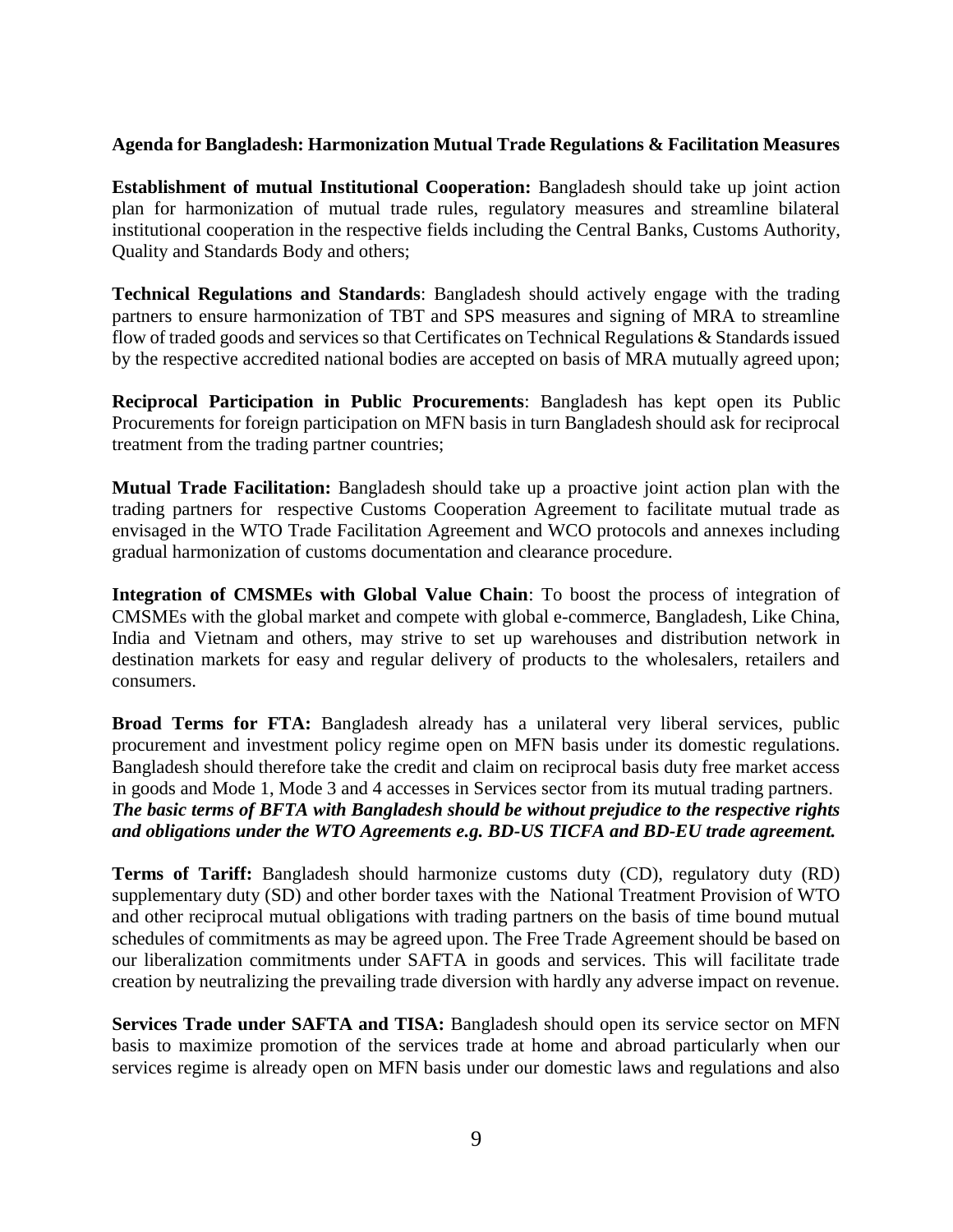**Agenda for Bangladesh: Harmonization Mutual Trade Regulations & Facilitation Measures**

**Establishment of mutual Institutional Cooperation:** Bangladesh should take up joint action plan for harmonization of mutual trade rules, regulatory measures and streamline bilateral institutional cooperation in the respective fields including the Central Banks, Customs Authority, Quality and Standards Body and others;

**Technical Regulations and Standards**: Bangladesh should actively engage with the trading partners to ensure harmonization of TBT and SPS measures and signing of MRA to streamline flow of traded goods and services so that Certificates on Technical Regulations & Standards issued by the respective accredited national bodies are accepted on basis of MRA mutually agreed upon;

**Reciprocal Participation in Public Procurements**: Bangladesh has kept open its Public Procurements for foreign participation on MFN basis in turn Bangladesh should ask for reciprocal treatment from the trading partner countries;

**Mutual Trade Facilitation:** Bangladesh should take up a proactive joint action plan with the trading partners for respective Customs Cooperation Agreement to facilitate mutual trade as envisaged in the WTO Trade Facilitation Agreement and WCO protocols and annexes including gradual harmonization of customs documentation and clearance procedure.

**Integration of CMSMEs with Global Value Chain**: To boost the process of integration of CMSMEs with the global market and compete with global e-commerce, Bangladesh, Like China, India and Vietnam and others, may strive to set up warehouses and distribution network in destination markets for easy and regular delivery of products to the wholesalers, retailers and consumers.

**Broad Terms for FTA:** Bangladesh already has a unilateral very liberal services, public procurement and investment policy regime open on MFN basis under its domestic regulations. Bangladesh should therefore take the credit and claim on reciprocal basis duty free market access in goods and Mode 1, Mode 3 and 4 accesses in Services sector from its mutual trading partners. ***The basic terms of BFTA with Bangladesh should be without prejudice to the respective rights and obligations under the WTO Agreements e.g. BD-US TICFA and BD-EU trade agreement.***

**Terms of Tariff:** Bangladesh should harmonize customs duty (CD), regulatory duty (RD) supplementary duty (SD) and other border taxes with the National Treatment Provision of WTO and other reciprocal mutual obligations with trading partners on the basis of time bound mutual schedules of commitments as may be agreed upon. The Free Trade Agreement should be based on our liberalization commitments under SAFTA in goods and services. This will facilitate trade creation by neutralizing the prevailing trade diversion with hardly any adverse impact on revenue.

**Services Trade under SAFTA and TISA:** Bangladesh should open its service sector on MFN basis to maximize promotion of the services trade at home and abroad particularly when our services regime is already open on MFN basis under our domestic laws and regulations and also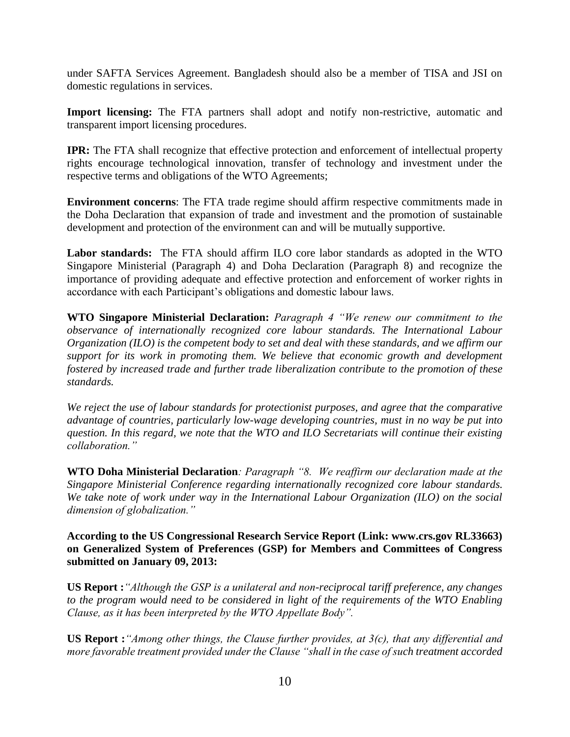under SAFTA Services Agreement. Bangladesh should also be a member of TISA and JSI on domestic regulations in services.

**Import licensing:** The FTA partners shall adopt and notify non-restrictive, automatic and transparent import licensing procedures.

**IPR:** The FTA shall recognize that effective protection and enforcement of intellectual property rights encourage technological innovation, transfer of technology and investment under the respective terms and obligations of the WTO Agreements;

**Environment concerns**: The FTA trade regime should affirm respective commitments made in the Doha Declaration that expansion of trade and investment and the promotion of sustainable development and protection of the environment can and will be mutually supportive.

**Labor standards:** The FTA should affirm ILO core labor standards as adopted in the WTO Singapore Ministerial (Paragraph 4) and Doha Declaration (Paragraph 8) and recognize the importance of providing adequate and effective protection and enforcement of worker rights in accordance with each Participant's obligations and domestic labour laws.

**WTO Singapore Ministerial Declaration:** *Paragraph 4 "We renew our commitment to the observance of internationally recognized core labour standards. The International Labour Organization (ILO) is the competent body to set and deal with these standards, and we affirm our support for its work in promoting them. We believe that economic growth and development fostered by increased trade and further trade liberalization contribute to the promotion of these standards.*

*We reject the use of labour standards for protectionist purposes, and agree that the comparative advantage of countries, particularly low-wage developing countries, must in no way be put into question. In this regard, we note that the WTO and ILO Secretariats will continue their existing collaboration."*

**WTO Doha Ministerial Declaration***: Paragraph "8. We reaffirm our declaration made at the Singapore Ministerial Conference regarding internationally recognized core labour standards. We take note of work under way in the International Labour Organization (ILO) on the social dimension of globalization."*

**According to the US Congressional Research Service Report (Link: www.crs.gov RL33663) on Generalized System of Preferences (GSP) for Members and Committees of Congress submitted on January 09, 2013:**

**US Report :***"Although the GSP is a unilateral and non-reciprocal tariff preference, any changes to the program would need to be considered in light of the requirements of the WTO Enabling Clause, as it has been interpreted by the WTO Appellate Body".*

**US Report :***"Among other things, the Clause further provides, at 3(c), that any differential and more favorable treatment provided under the Clause "shall in the case of such treatment accorded*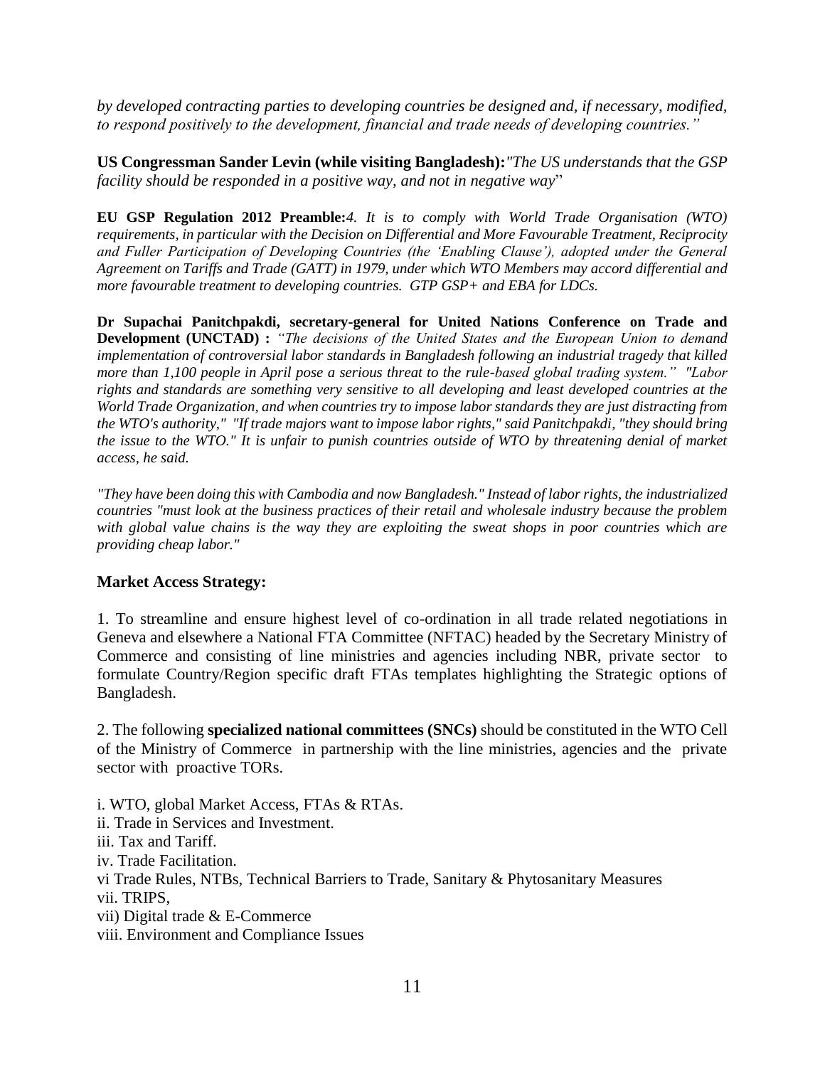*by developed contracting parties to developing countries be designed and, if necessary, modified, to respond positively to the development, financial and trade needs of developing countries."*

**US Congressman Sander Levin (while visiting Bangladesh):***"The US understands that the GSP facility should be responded in a positive way, and not in negative way*"

**EU GSP Regulation 2012 Preamble:***4. It is to comply with World Trade Organisation (WTO) requirements, in particular with the Decision on Differential and More Favourable Treatment, Reciprocity and Fuller Participation of Developing Countries (the 'Enabling Clause'), adopted under the General Agreement on Tariffs and Trade (GATT) in 1979, under which WTO Members may accord differential and more favourable treatment to developing countries. GTP GSP+ and EBA for LDCs.*

**Dr Supachai Panitchpakdi, secretary-general for United Nations Conference on Trade and Development (UNCTAD) :** *"The decisions of the United States and the European Union to demand implementation of controversial labor standards in Bangladesh following an industrial tragedy that killed more than 1,100 people in April pose a serious threat to the rule-based global trading system." "Labor rights and standards are something very sensitive to all developing and least developed countries at the World Trade Organization, and when countries try to impose labor standards they are just distracting from the WTO's authority," "If trade majors want to impose labor rights," said Panitchpakdi, "they should bring the issue to the WTO." It is unfair to punish countries outside of WTO by threatening denial of market access, he said.*

*"They have been doing this with Cambodia and now Bangladesh." Instead of labor rights, the industrialized countries "must look at the business practices of their retail and wholesale industry because the problem with global value chains is the way they are exploiting the sweat shops in poor countries which are providing cheap labor."*

**Market Access Strategy:**

1. To streamline and ensure highest level of co-ordination in all trade related negotiations in Geneva and elsewhere a National FTA Committee (NFTAC) headed by the Secretary Ministry of Commerce and consisting of line ministries and agencies including NBR, private sector to formulate Country/Region specific draft FTAs templates highlighting the Strategic options of Bangladesh.

2. The following **specialized national committees (SNCs)** should be constituted in the WTO Cell of the Ministry of Commerce in partnership with the line ministries, agencies and the private sector with proactive TORs.

i. WTO, global Market Access, FTAs & RTAs.
ii. Trade in Services and Investment.
iii. Tax and Tariff.
iv. Trade Facilitation.
vi Trade Rules, NTBs, Technical Barriers to Trade, Sanitary & Phytosanitary Measures
vii. TRIPS,
vii) Digital trade & E-Commerce
viii. Environment and Compliance Issues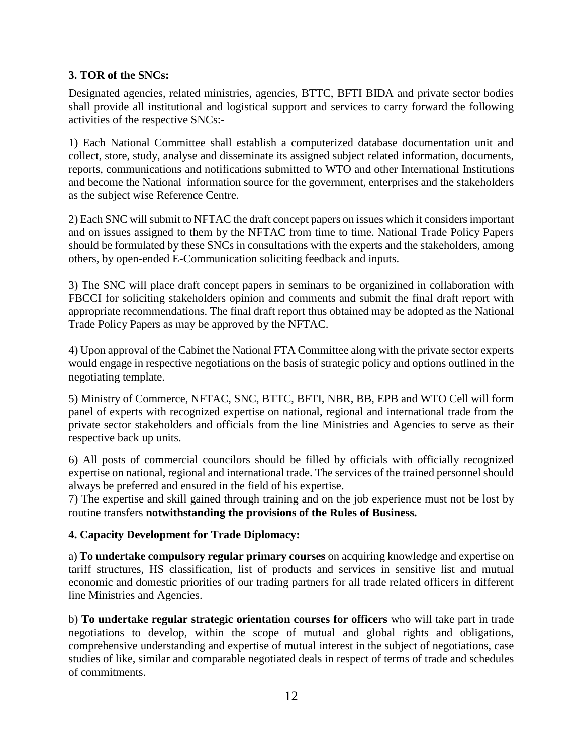**3. TOR of the SNCs:**

Designated agencies, related ministries, agencies, BTTC, BFTI BIDA and private sector bodies shall provide all institutional and logistical support and services to carry forward the following activities of the respective SNCs:-

1) Each National Committee shall establish a computerized database documentation unit and collect, store, study, analyse and disseminate its assigned subject related information, documents, reports, communications and notifications submitted to WTO and other International Institutions and become the National information source for the government, enterprises and the stakeholders as the subject wise Reference Centre.

2) Each SNC will submit to NFTAC the draft concept papers on issues which it considers important and on issues assigned to them by the NFTAC from time to time. National Trade Policy Papers should be formulated by these SNCs in consultations with the experts and the stakeholders, among others, by open-ended E-Communication soliciting feedback and inputs.

3) The SNC will place draft concept papers in seminars to be organizined in collaboration with FBCCI for soliciting stakeholders opinion and comments and submit the final draft report with appropriate recommendations. The final draft report thus obtained may be adopted as the National Trade Policy Papers as may be approved by the NFTAC.

4) Upon approval of the Cabinet the National FTA Committee along with the private sector experts would engage in respective negotiations on the basis of strategic policy and options outlined in the negotiating template.

5) Ministry of Commerce, NFTAC, SNC, BTTC, BFTI, NBR, BB, EPB and WTO Cell will form panel of experts with recognized expertise on national, regional and international trade from the private sector stakeholders and officials from the line Ministries and Agencies to serve as their respective back up units.

6) All posts of commercial councilors should be filled by officials with officially recognized expertise on national, regional and international trade. The services of the trained personnel should always be preferred and ensured in the field of his expertise.

7) The expertise and skill gained through training and on the job experience must not be lost by routine transfers **notwithstanding the provisions of the Rules of Business.**

**4. Capacity Development for Trade Diplomacy:**

a) **To undertake compulsory regular primary courses** on acquiring knowledge and expertise on tariff structures, HS classification, list of products and services in sensitive list and mutual economic and domestic priorities of our trading partners for all trade related officers in different line Ministries and Agencies.

b) **To undertake regular strategic orientation courses for officers** who will take part in trade negotiations to develop, within the scope of mutual and global rights and obligations, comprehensive understanding and expertise of mutual interest in the subject of negotiations, case studies of like, similar and comparable negotiated deals in respect of terms of trade and schedules of commitments.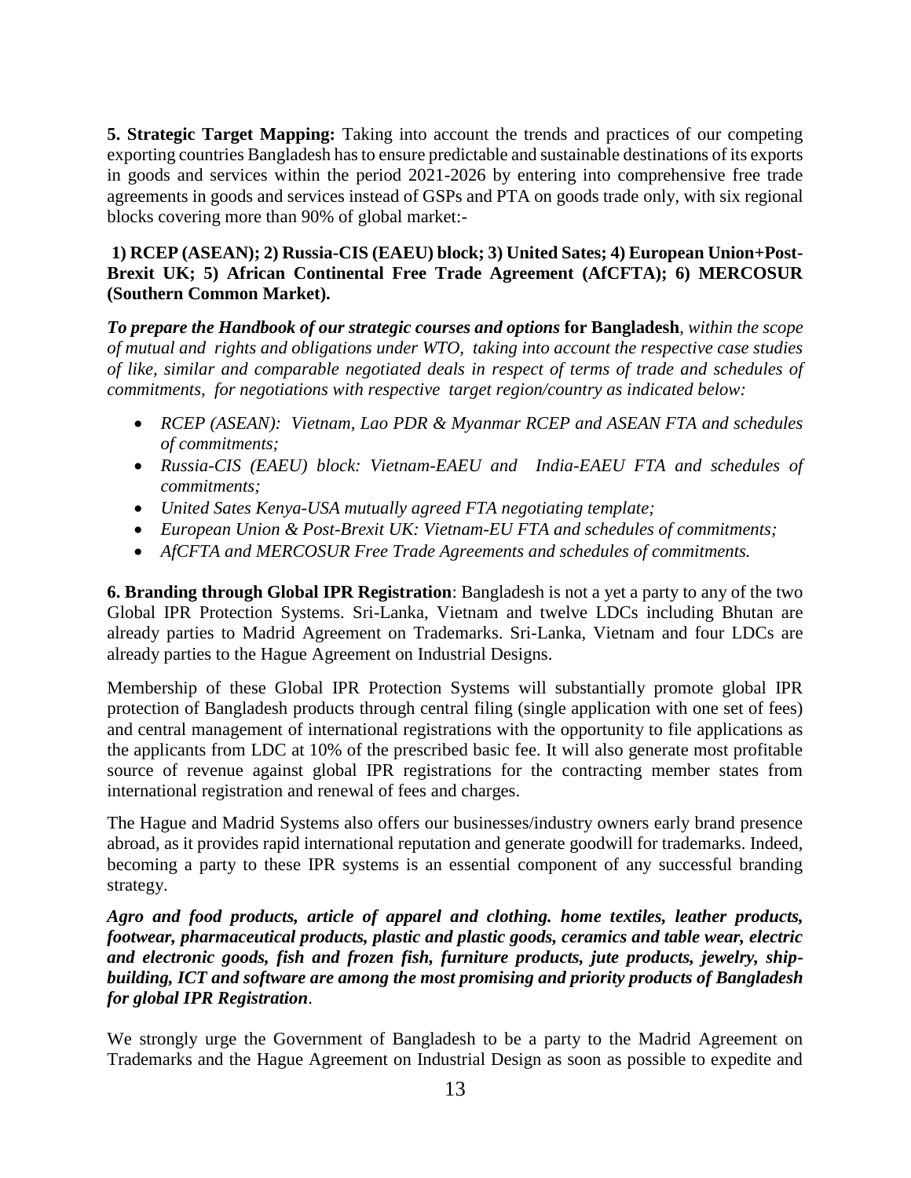**5. Strategic Target Mapping:** Taking into account the trends and practices of our competing exporting countries Bangladesh has to ensure predictable and sustainable destinations of its exports in goods and services within the period 2021-2026 by entering into comprehensive free trade agreements in goods and services instead of GSPs and PTA on goods trade only, with six regional blocks covering more than 90% of global market:-

**1) RCEP (ASEAN); 2) Russia-CIS (EAEU) block; 3) United Sates; 4) European Union+Post-Brexit UK; 5) African Continental Free Trade Agreement (AfCFTA); 6) MERCOSUR (Southern Common Market).**

***To prepare the Handbook of our strategic courses and options* for Bangladesh**, *within the scope of mutual and rights and obligations under WTO, taking into account the respective case studies of like, similar and comparable negotiated deals in respect of terms of trade and schedules of commitments, for negotiations with respective target region/country as indicated below:*

- *RCEP (ASEAN): Vietnam, Lao PDR & Myanmar RCEP and ASEAN FTA and schedules of commitments;*
- *Russia-CIS (EAEU) block: Vietnam-EAEU and India-EAEU FTA and schedules of commitments;*
- *United Sates Kenya-USA mutually agreed FTA negotiating template;*
- *European Union & Post-Brexit UK: Vietnam-EU FTA and schedules of commitments;*
- *AfCFTA and MERCOSUR Free Trade Agreements and schedules of commitments.*

**6. Branding through Global IPR Registration**: Bangladesh is not a yet a party to any of the two Global IPR Protection Systems. Sri-Lanka, Vietnam and twelve LDCs including Bhutan are already parties to Madrid Agreement on Trademarks. Sri-Lanka, Vietnam and four LDCs are already parties to the Hague Agreement on Industrial Designs.

Membership of these Global IPR Protection Systems will substantially promote global IPR protection of Bangladesh products through central filing (single application with one set of fees) and central management of international registrations with the opportunity to file applications as the applicants from LDC at 10% of the prescribed basic fee. It will also generate most profitable source of revenue against global IPR registrations for the contracting member states from international registration and renewal of fees and charges.

The Hague and Madrid Systems also offers our businesses/industry owners early brand presence abroad, as it provides rapid international reputation and generate goodwill for trademarks. Indeed, becoming a party to these IPR systems is an essential component of any successful branding strategy.

***Agro and food products, article of apparel and clothing. home textiles, leather products, footwear, pharmaceutical products, plastic and plastic goods, ceramics and table wear, electric and electronic goods, fish and frozen fish, furniture products, jute products, jewelry, ship-building, ICT and software are among the most promising and priority products of Bangladesh for global IPR Registration***.

We strongly urge the Government of Bangladesh to be a party to the Madrid Agreement on Trademarks and the Hague Agreement on Industrial Design as soon as possible to expedite and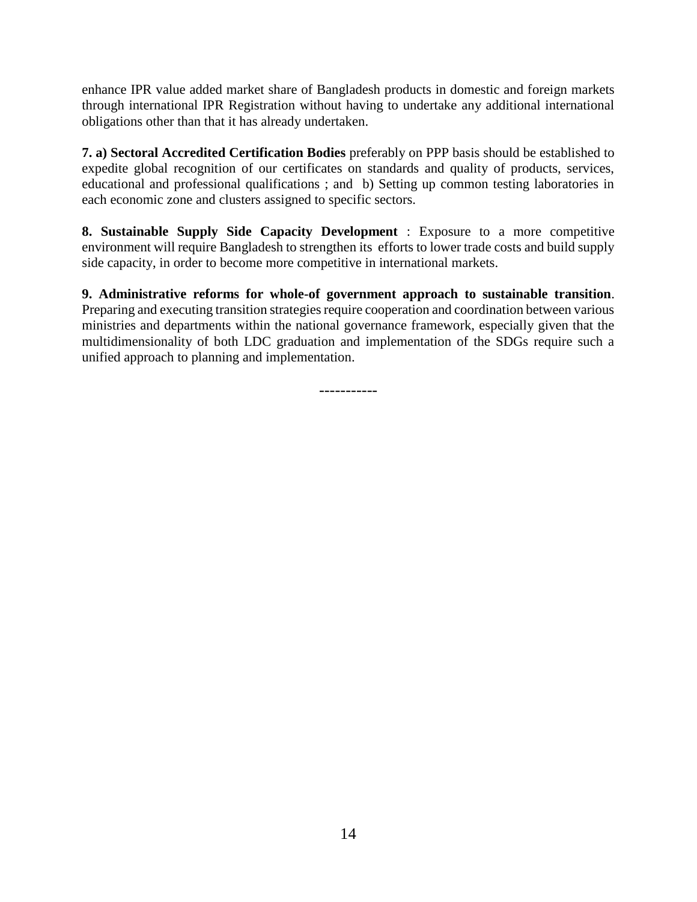enhance IPR value added market share of Bangladesh products in domestic and foreign markets through international IPR Registration without having to undertake any additional international obligations other than that it has already undertaken.

**7. a) Sectoral Accredited Certification Bodies** preferably on PPP basis should be established to expedite global recognition of our certificates on standards and quality of products, services, educational and professional qualifications ; and b) Setting up common testing laboratories in each economic zone and clusters assigned to specific sectors.

**8. Sustainable Supply Side Capacity Development** : Exposure to a more competitive environment will require Bangladesh to strengthen its efforts to lower trade costs and build supply side capacity, in order to become more competitive in international markets.

**9. Administrative reforms for whole-of government approach to sustainable transition**. Preparing and executing transition strategies require cooperation and coordination between various ministries and departments within the national governance framework, especially given that the multidimensionality of both LDC graduation and implementation of the SDGs require such a unified approach to planning and implementation.

-----------